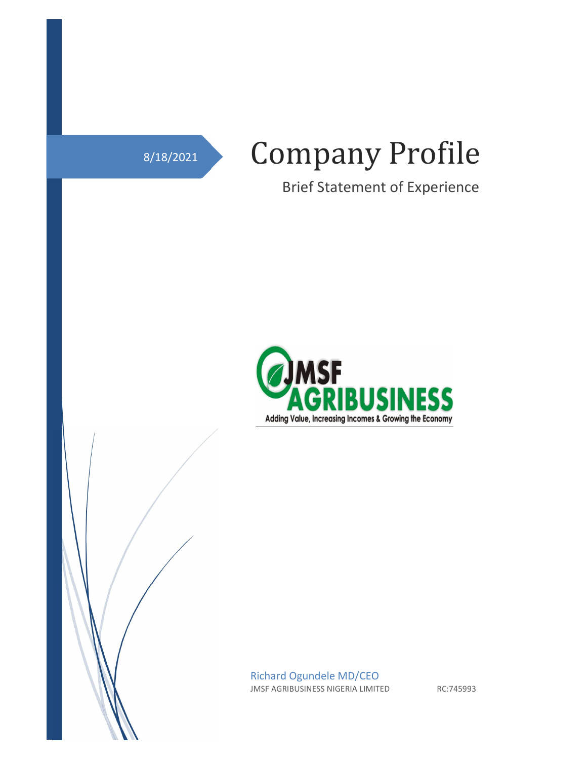8/18/2021

# Company Profile

## Brief Statement of Experience

JMSF AGRIBUSINESS

Adding Value, Increasing Incomes & Growing the Economy

Richard Ogundele MD/CEO

JMSF AGRIBUSINESS NIGERIA LIMITED RC:745993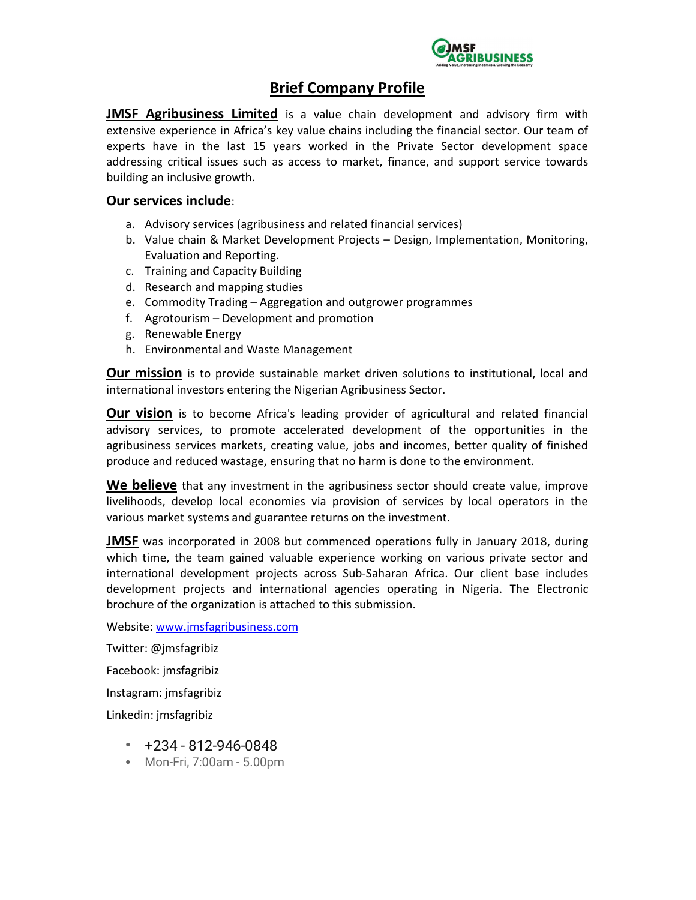# Brief Company Profile

**JMSF Agribusiness Limited** is a value chain development and advisory firm with extensive experience in Africa's key value chains including the financial sector. Our team of experts have in the last 15 years worked in the Private Sector development space addressing critical issues such as access to market, finance, and support service towards building an inclusive growth.

**Our services include**:

a. Advisory services (agribusiness and related financial services)
b. Value chain & Market Development Projects – Design, Implementation, Monitoring, Evaluation and Reporting.
c. Training and Capacity Building
d. Research and mapping studies
e. Commodity Trading – Aggregation and outgrower programmes
f. Agrotourism – Development and promotion
g. Renewable Energy
h. Environmental and Waste Management

**Our mission** is to provide sustainable market driven solutions to institutional, local and international investors entering the Nigerian Agribusiness Sector.

**Our vision** is to become Africa's leading provider of agricultural and related financial advisory services, to promote accelerated development of the opportunities in the agribusiness services markets, creating value, jobs and incomes, better quality of finished produce and reduced wastage, ensuring that no harm is done to the environment.

**We believe** that any investment in the agribusiness sector should create value, improve livelihoods, develop local economies via provision of services by local operators in the various market systems and guarantee returns on the investment.

**JMSF** was incorporated in 2008 but commenced operations fully in January 2018, during which time, the team gained valuable experience working on various private sector and international development projects across Sub-Saharan Africa. Our client base includes development projects and international agencies operating in Nigeria. The Electronic brochure of the organization is attached to this submission.

Website: www.jmsfagribusiness.com

Twitter: @jmsfagribiz

Facebook: jmsfagribiz

Instagram: jmsfagribiz

Linkedin: jmsfagribiz

- +234 - 812-946-0848
- Mon-Fri, 7:00am - 5.00pm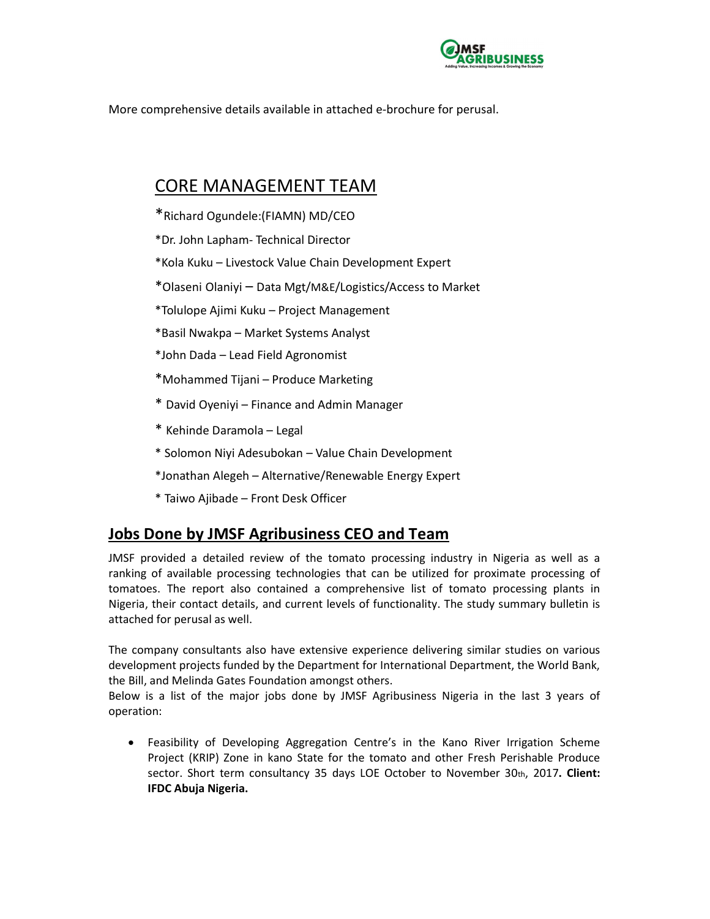More comprehensive details available in attached e-brochure for perusal.

## CORE MANAGEMENT TEAM

*Richard Ogundele:(FIAMN) MD/CEO

*Dr. John Lapham- Technical Director

*Kola Kuku – Livestock Value Chain Development Expert

*Olaseni Olaniyi – Data Mgt/M&E/Logistics/Access to Market

*Tolulope Ajimi Kuku – Project Management

*Basil Nwakpa – Market Systems Analyst

*John Dada – Lead Field Agronomist

*Mohammed Tijani – Produce Marketing

* David Oyeniyi – Finance and Admin Manager

* Kehinde Daramola – Legal

* Solomon Niyi Adesubokan – Value Chain Development

*Jonathan Alegeh – Alternative/Renewable Energy Expert

* Taiwo Ajibade – Front Desk Officer

## **Jobs Done by JMSF Agribusiness CEO and Team**

JMSF provided a detailed review of the tomato processing industry in Nigeria as well as a ranking of available processing technologies that can be utilized for proximate processing of tomatoes. The report also contained a comprehensive list of tomato processing plants in Nigeria, their contact details, and current levels of functionality. The study summary bulletin is attached for perusal as well.

The company consultants also have extensive experience delivering similar studies on various development projects funded by the Department for International Department, the World Bank, the Bill, and Melinda Gates Foundation amongst others.
Below is a list of the major jobs done by JMSF Agribusiness Nigeria in the last 3 years of operation:

- Feasibility of Developing Aggregation Centre's in the Kano River Irrigation Scheme Project (KRIP) Zone in kano State for the tomato and other Fresh Perishable Produce sector. Short term consultancy 35 days LOE October to November 30th, 2017**. Client: IFDC Abuja Nigeria.**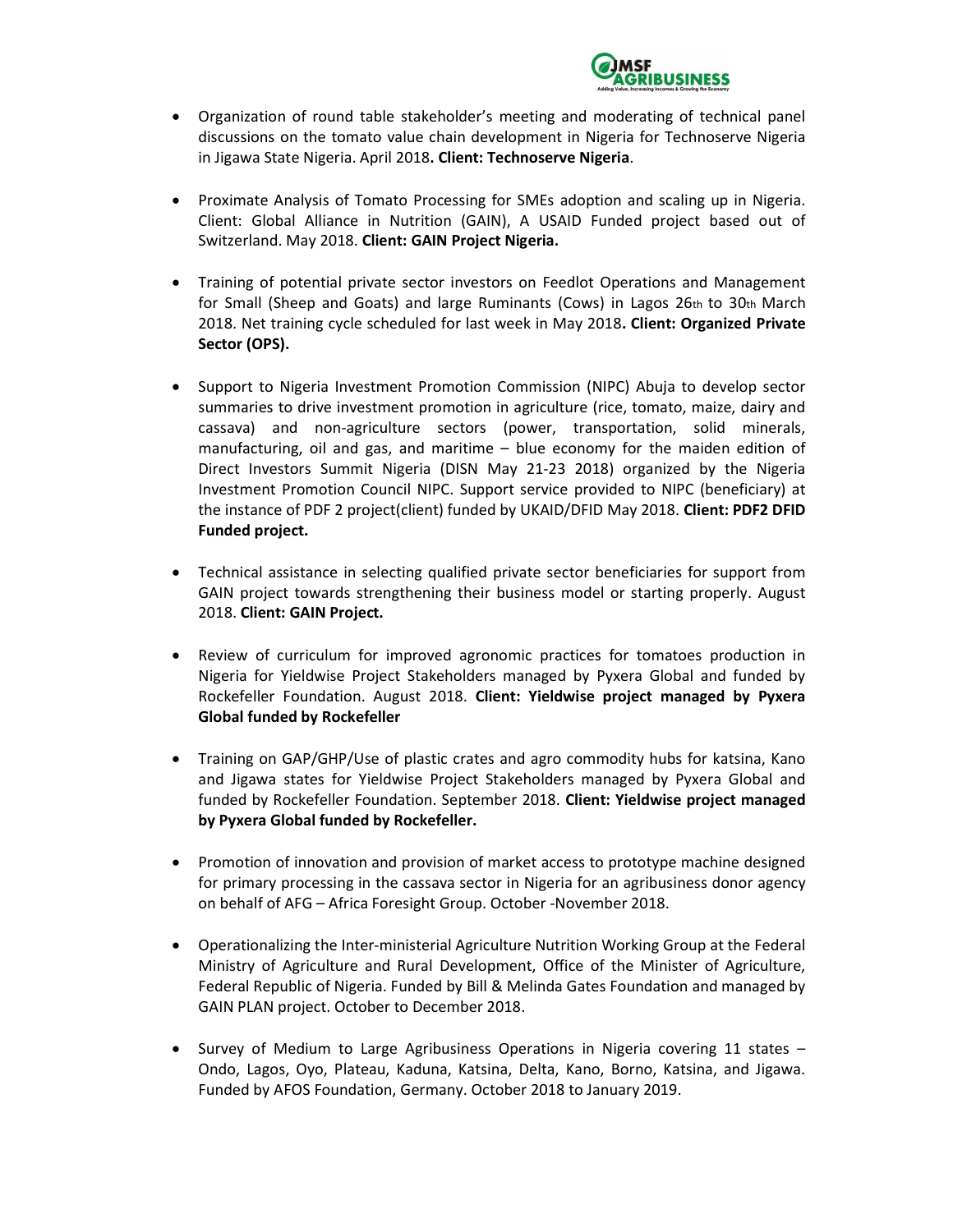- Organization of round table stakeholder's meeting and moderating of technical panel discussions on the tomato value chain development in Nigeria for Technoserve Nigeria in Jigawa State Nigeria. April 2018**. Client: Technoserve Nigeria**.

- Proximate Analysis of Tomato Processing for SMEs adoption and scaling up in Nigeria. Client: Global Alliance in Nutrition (GAIN), A USAID Funded project based out of Switzerland. May 2018. **Client: GAIN Project Nigeria.**

- Training of potential private sector investors on Feedlot Operations and Management for Small (Sheep and Goats) and large Ruminants (Cows) in Lagos 26th to 30th March 2018. Net training cycle scheduled for last week in May 2018**. Client: Organized Private Sector (OPS).**

- Support to Nigeria Investment Promotion Commission (NIPC) Abuja to develop sector summaries to drive investment promotion in agriculture (rice, tomato, maize, dairy and cassava) and non-agriculture sectors (power, transportation, solid minerals, manufacturing, oil and gas, and maritime – blue economy for the maiden edition of Direct Investors Summit Nigeria (DISN May 21-23 2018) organized by the Nigeria Investment Promotion Council NIPC. Support service provided to NIPC (beneficiary) at the instance of PDF 2 project(client) funded by UKAID/DFID May 2018. **Client: PDF2 DFID Funded project.**

- Technical assistance in selecting qualified private sector beneficiaries for support from GAIN project towards strengthening their business model or starting properly. August 2018. **Client: GAIN Project.**

- Review of curriculum for improved agronomic practices for tomatoes production in Nigeria for Yieldwise Project Stakeholders managed by Pyxera Global and funded by Rockefeller Foundation. August 2018. **Client: Yieldwise project managed by Pyxera Global funded by Rockefeller**

- Training on GAP/GHP/Use of plastic crates and agro commodity hubs for katsina, Kano and Jigawa states for Yieldwise Project Stakeholders managed by Pyxera Global and funded by Rockefeller Foundation. September 2018. **Client: Yieldwise project managed by Pyxera Global funded by Rockefeller.**

- Promotion of innovation and provision of market access to prototype machine designed for primary processing in the cassava sector in Nigeria for an agribusiness donor agency on behalf of AFG – Africa Foresight Group. October -November 2018.

- Operationalizing the Inter-ministerial Agriculture Nutrition Working Group at the Federal Ministry of Agriculture and Rural Development, Office of the Minister of Agriculture, Federal Republic of Nigeria. Funded by Bill & Melinda Gates Foundation and managed by GAIN PLAN project. October to December 2018.

- Survey of Medium to Large Agribusiness Operations in Nigeria covering 11 states – Ondo, Lagos, Oyo, Plateau, Kaduna, Katsina, Delta, Kano, Borno, Katsina, and Jigawa. Funded by AFOS Foundation, Germany. October 2018 to January 2019.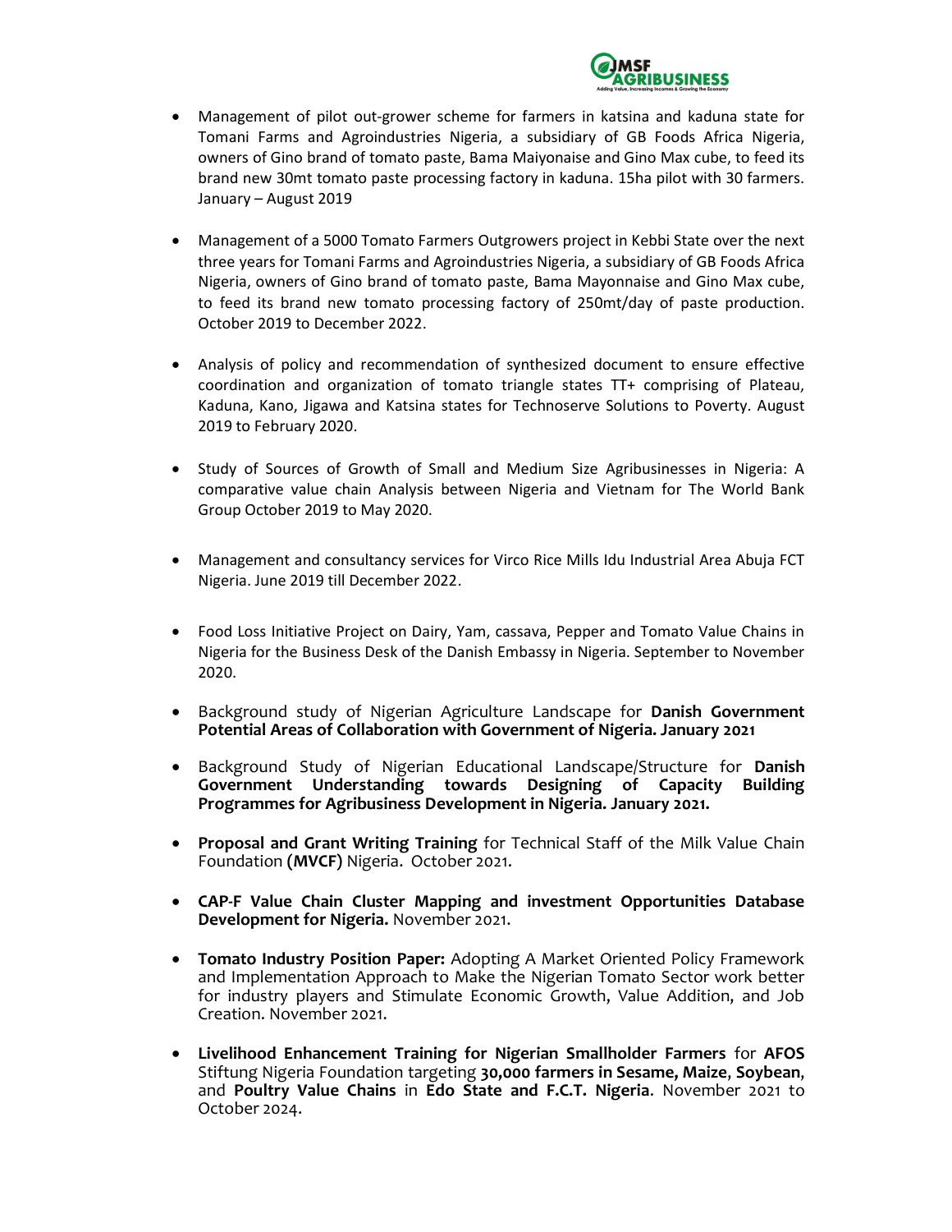- Management of pilot out-grower scheme for farmers in katsina and kaduna state for Tomani Farms and Agroindustries Nigeria, a subsidiary of GB Foods Africa Nigeria, owners of Gino brand of tomato paste, Bama Maiyonaise and Gino Max cube, to feed its brand new 30mt tomato paste processing factory in kaduna. 15ha pilot with 30 farmers. January – August 2019

- Management of a 5000 Tomato Farmers Outgrowers project in Kebbi State over the next three years for Tomani Farms and Agroindustries Nigeria, a subsidiary of GB Foods Africa Nigeria, owners of Gino brand of tomato paste, Bama Mayonnaise and Gino Max cube, to feed its brand new tomato processing factory of 250mt/day of paste production. October 2019 to December 2022.

- Analysis of policy and recommendation of synthesized document to ensure effective coordination and organization of tomato triangle states TT+ comprising of Plateau, Kaduna, Kano, Jigawa and Katsina states for Technoserve Solutions to Poverty. August 2019 to February 2020.

- Study of Sources of Growth of Small and Medium Size Agribusinesses in Nigeria: A comparative value chain Analysis between Nigeria and Vietnam for The World Bank Group October 2019 to May 2020.

- Management and consultancy services for Virco Rice Mills Idu Industrial Area Abuja FCT Nigeria. June 2019 till December 2022.

- Food Loss Initiative Project on Dairy, Yam, cassava, Pepper and Tomato Value Chains in Nigeria for the Business Desk of the Danish Embassy in Nigeria. September to November 2020.

- Background study of Nigerian Agriculture Landscape for **Danish Government Potential Areas of Collaboration with Government of Nigeria. January 2021**

- Background Study of Nigerian Educational Landscape/Structure for **Danish Government Understanding towards Designing of Capacity Building Programmes for Agribusiness Development in Nigeria. January 2021.**

- **Proposal and Grant Writing Training** for Technical Staff of the Milk Value Chain Foundation **(MVCF)** Nigeria. October 2021.

- **CAP-F Value Chain Cluster Mapping and investment Opportunities Database Development for Nigeria.** November 2021.

- **Tomato Industry Position Paper:** Adopting A Market Oriented Policy Framework and Implementation Approach to Make the Nigerian Tomato Sector work better for industry players and Stimulate Economic Growth, Value Addition, and Job Creation. November 2021.

- **Livelihood Enhancement Training for Nigerian Smallholder Farmers** for **AFOS** Stiftung Nigeria Foundation targeting **30,000 farmers in Sesame, Maize**, **Soybean**, and **Poultry Value Chains** in **Edo State and F.C.T. Nigeria**. November 2021 to October 2024.